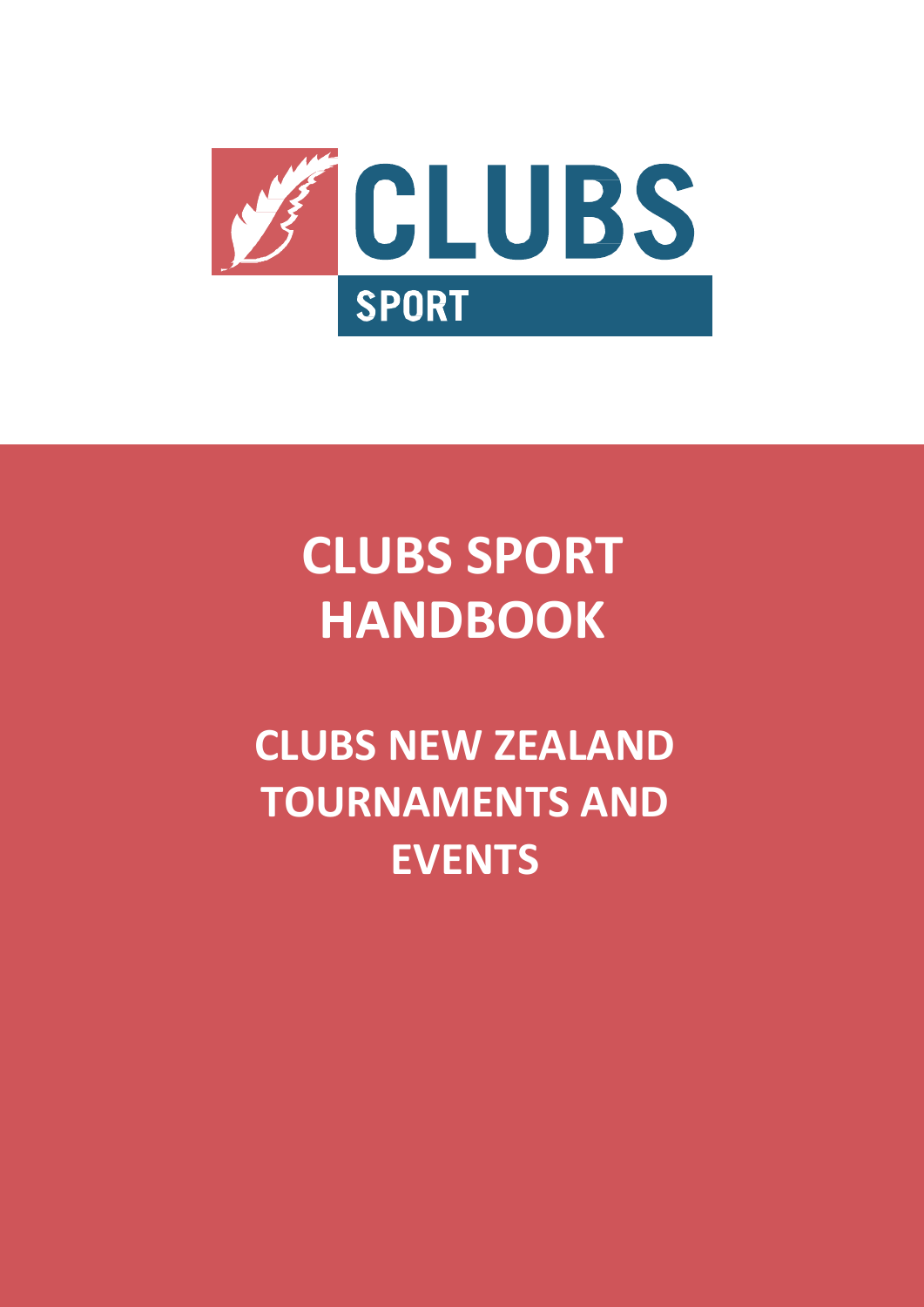# CLUBS SPORT

# CLUBS SPORT HANDBOOK

## CLUBS NEW ZEALAND TOURNAMENTS AND EVENTS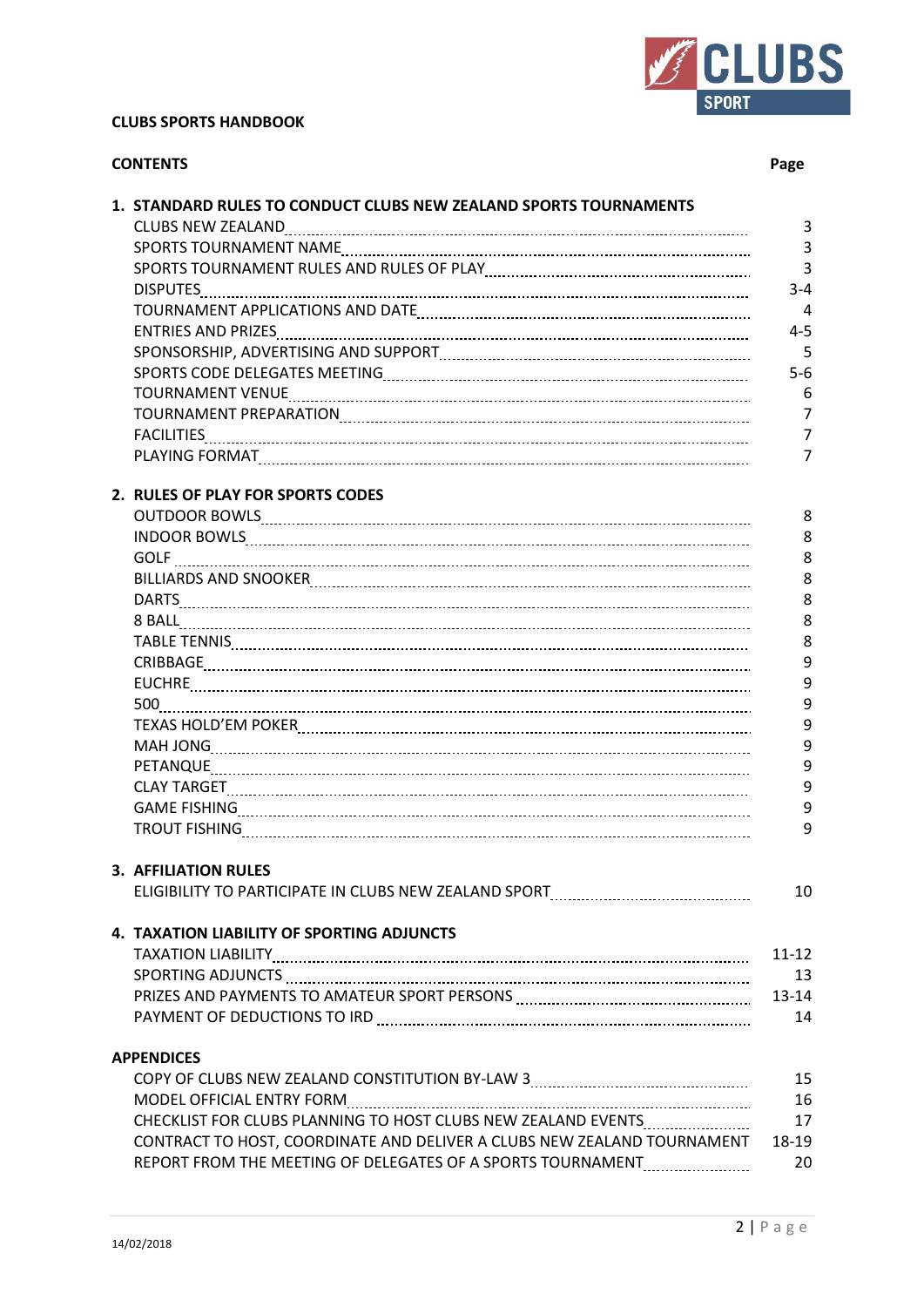**CLUBS SPORTS HANDBOOK**

| **CONTENTS** | **Page** |
|---|---|
| **1. STANDARD RULES TO CONDUCT CLUBS NEW ZEALAND SPORTS TOURNAMENTS** | |
| CLUBS NEW ZEALAND | 3 |
| SPORTS TOURNAMENT NAME | 3 |
| SPORTS TOURNAMENT RULES AND RULES OF PLAY | 3 |
| DISPUTES | 3-4 |
| TOURNAMENT APPLICATIONS AND DATE | 4 |
| ENTRIES AND PRIZES | 4-5 |
| SPONSORSHIP, ADVERTISING AND SUPPORT | 5 |
| SPORTS CODE DELEGATES MEETING | 5-6 |
| TOURNAMENT VENUE | 6 |
| TOURNAMENT PREPARATION | 7 |
| FACILITIES | 7 |
| PLAYING FORMAT | 7 |
| **2. RULES OF PLAY FOR SPORTS CODES** | |
| OUTDOOR BOWLS | 8 |
| INDOOR BOWLS | 8 |
| GOLF | 8 |
| BILLIARDS AND SNOOKER | 8 |
| DARTS | 8 |
| 8 BALL | 8 |
| TABLE TENNIS | 8 |
| CRIBBAGE | 9 |
| EUCHRE | 9 |
| 500 | 9 |
| TEXAS HOLD'EM POKER | 9 |
| MAH JONG | 9 |
| PETANQUE | 9 |
| CLAY TARGET | 9 |
| GAME FISHING | 9 |
| TROUT FISHING | 9 |
| **3. AFFILIATION RULES** | |
| ELIGIBILITY TO PARTICIPATE IN CLUBS NEW ZEALAND SPORT | 10 |
| **4. TAXATION LIABILITY OF SPORTING ADJUNCTS** | |
| TAXATION LIABILITY | 11-12 |
| SPORTING ADJUNCTS | 13 |
| PRIZES AND PAYMENTS TO AMATEUR SPORT PERSONS | 13-14 |
| PAYMENT OF DEDUCTIONS TO IRD | 14 |
| **APPENDICES** | |
| COPY OF CLUBS NEW ZEALAND CONSTITUTION BY-LAW 3 | 15 |
| MODEL OFFICIAL ENTRY FORM | 16 |
| CHECKLIST FOR CLUBS PLANNING TO HOST CLUBS NEW ZEALAND EVENTS | 17 |
| CONTRACT TO HOST, COORDINATE AND DELIVER A CLUBS NEW ZEALAND TOURNAMENT | 18-19 |
| REPORT FROM THE MEETING OF DELEGATES OF A SPORTS TOURNAMENT | 20 |

14/02/2018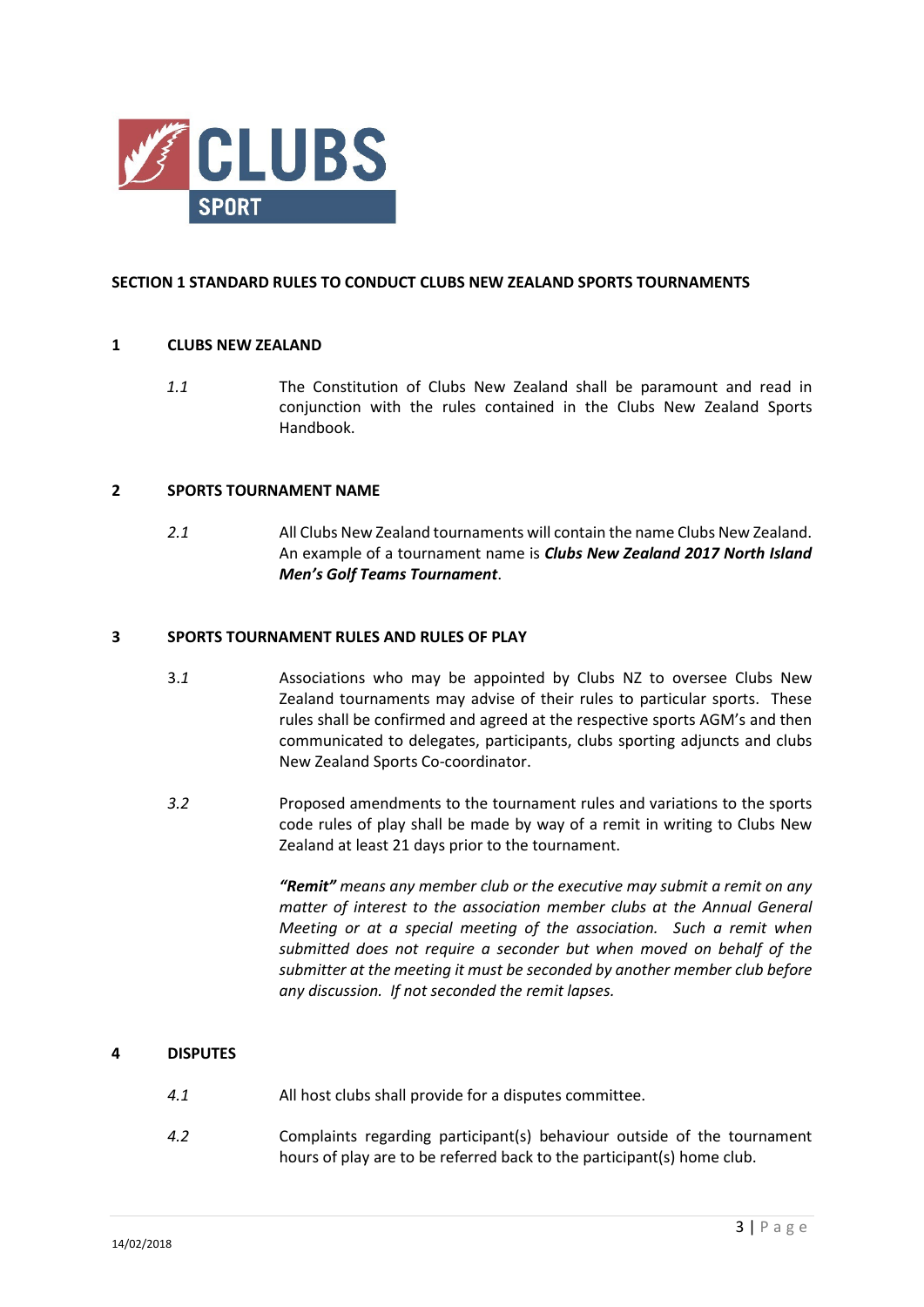## SECTION 1 STANDARD RULES TO CONDUCT CLUBS NEW ZEALAND SPORTS TOURNAMENTS

### 1 CLUBS NEW ZEALAND

*1.1* The Constitution of Clubs New Zealand shall be paramount and read in conjunction with the rules contained in the Clubs New Zealand Sports Handbook.

### 2 SPORTS TOURNAMENT NAME

*2.1* All Clubs New Zealand tournaments will contain the name Clubs New Zealand. An example of a tournament name is ***Clubs New Zealand 2017 North Island Men's Golf Teams Tournament***.

### 3 SPORTS TOURNAMENT RULES AND RULES OF PLAY

3.*1* Associations who may be appointed by Clubs NZ to oversee Clubs New Zealand tournaments may advise of their rules to particular sports. These rules shall be confirmed and agreed at the respective sports AGM's and then communicated to delegates, participants, clubs sporting adjuncts and clubs New Zealand Sports Co-coordinator.

*3.2* Proposed amendments to the tournament rules and variations to the sports code rules of play shall be made by way of a remit in writing to Clubs New Zealand at least 21 days prior to the tournament.

***"Remit"*** *means any member club or the executive may submit a remit on any matter of interest to the association member clubs at the Annual General Meeting or at a special meeting of the association. Such a remit when submitted does not require a seconder but when moved on behalf of the submitter at the meeting it must be seconded by another member club before any discussion. If not seconded the remit lapses.*

### 4 DISPUTES

*4.1* All host clubs shall provide for a disputes committee.

*4.2* Complaints regarding participant(s) behaviour outside of the tournament hours of play are to be referred back to the participant(s) home club.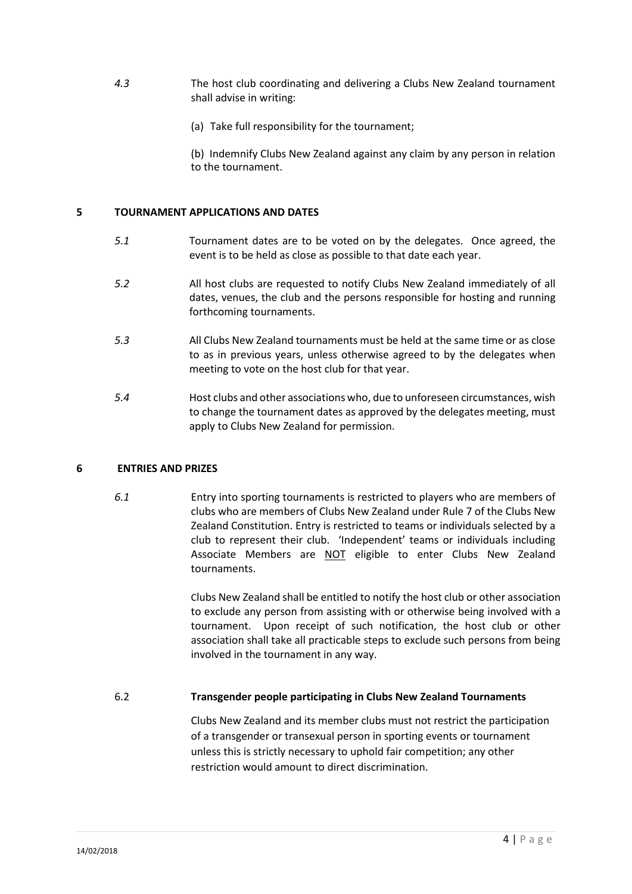*4.3* The host club coordinating and delivering a Clubs New Zealand tournament shall advise in writing:

(a) Take full responsibility for the tournament;

(b) Indemnify Clubs New Zealand against any claim by any person in relation to the tournament.

## 5 TOURNAMENT APPLICATIONS AND DATES

*5.1* Tournament dates are to be voted on by the delegates. Once agreed, the event is to be held as close as possible to that date each year.

*5.2* All host clubs are requested to notify Clubs New Zealand immediately of all dates, venues, the club and the persons responsible for hosting and running forthcoming tournaments.

*5.3* All Clubs New Zealand tournaments must be held at the same time or as close to as in previous years, unless otherwise agreed to by the delegates when meeting to vote on the host club for that year.

*5.4* Host clubs and other associations who, due to unforeseen circumstances, wish to change the tournament dates as approved by the delegates meeting, must apply to Clubs New Zealand for permission.

## 6 ENTRIES AND PRIZES

*6.1* Entry into sporting tournaments is restricted to players who are members of clubs who are members of Clubs New Zealand under Rule 7 of the Clubs New Zealand Constitution. Entry is restricted to teams or individuals selected by a club to represent their club. 'Independent' teams or individuals including Associate Members are <u>NOT</u> eligible to enter Clubs New Zealand tournaments.

Clubs New Zealand shall be entitled to notify the host club or other association to exclude any person from assisting with or otherwise being involved with a tournament. Upon receipt of such notification, the host club or other association shall take all practicable steps to exclude such persons from being involved in the tournament in any way.

6.2 **Transgender people participating in Clubs New Zealand Tournaments**

Clubs New Zealand and its member clubs must not restrict the participation of a transgender or transexual person in sporting events or tournament unless this is strictly necessary to uphold fair competition; any other restriction would amount to direct discrimination.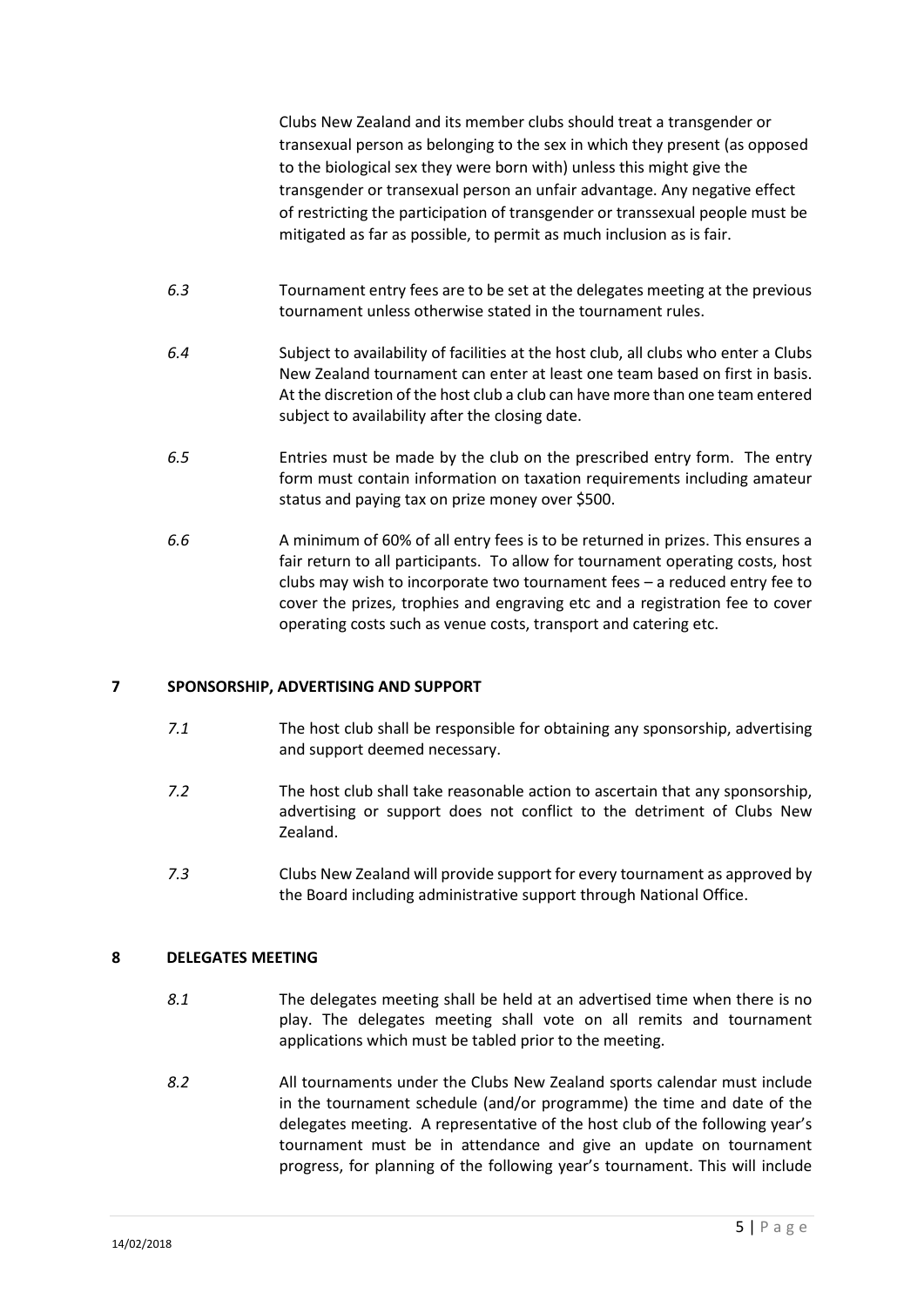Clubs New Zealand and its member clubs should treat a transgender or transexual person as belonging to the sex in which they present (as opposed to the biological sex they were born with) unless this might give the transgender or transexual person an unfair advantage. Any negative effect of restricting the participation of transgender or transsexual people must be mitigated as far as possible, to permit as much inclusion as is fair.

*6.3* Tournament entry fees are to be set at the delegates meeting at the previous tournament unless otherwise stated in the tournament rules.

*6.4* Subject to availability of facilities at the host club, all clubs who enter a Clubs New Zealand tournament can enter at least one team based on first in basis. At the discretion of the host club a club can have more than one team entered subject to availability after the closing date.

*6.5* Entries must be made by the club on the prescribed entry form. The entry form must contain information on taxation requirements including amateur status and paying tax on prize money over $500.

*6.6* A minimum of 60% of all entry fees is to be returned in prizes. This ensures a fair return to all participants. To allow for tournament operating costs, host clubs may wish to incorporate two tournament fees – a reduced entry fee to cover the prizes, trophies and engraving etc and a registration fee to cover operating costs such as venue costs, transport and catering etc.

## 7 SPONSORSHIP, ADVERTISING AND SUPPORT

*7.1* The host club shall be responsible for obtaining any sponsorship, advertising and support deemed necessary.

*7.2* The host club shall take reasonable action to ascertain that any sponsorship, advertising or support does not conflict to the detriment of Clubs New Zealand.

*7.3* Clubs New Zealand will provide support for every tournament as approved by the Board including administrative support through National Office.

## 8 DELEGATES MEETING

*8.1* The delegates meeting shall be held at an advertised time when there is no play. The delegates meeting shall vote on all remits and tournament applications which must be tabled prior to the meeting.

*8.2* All tournaments under the Clubs New Zealand sports calendar must include in the tournament schedule (and/or programme) the time and date of the delegates meeting. A representative of the host club of the following year's tournament must be in attendance and give an update on tournament progress, for planning of the following year's tournament. This will include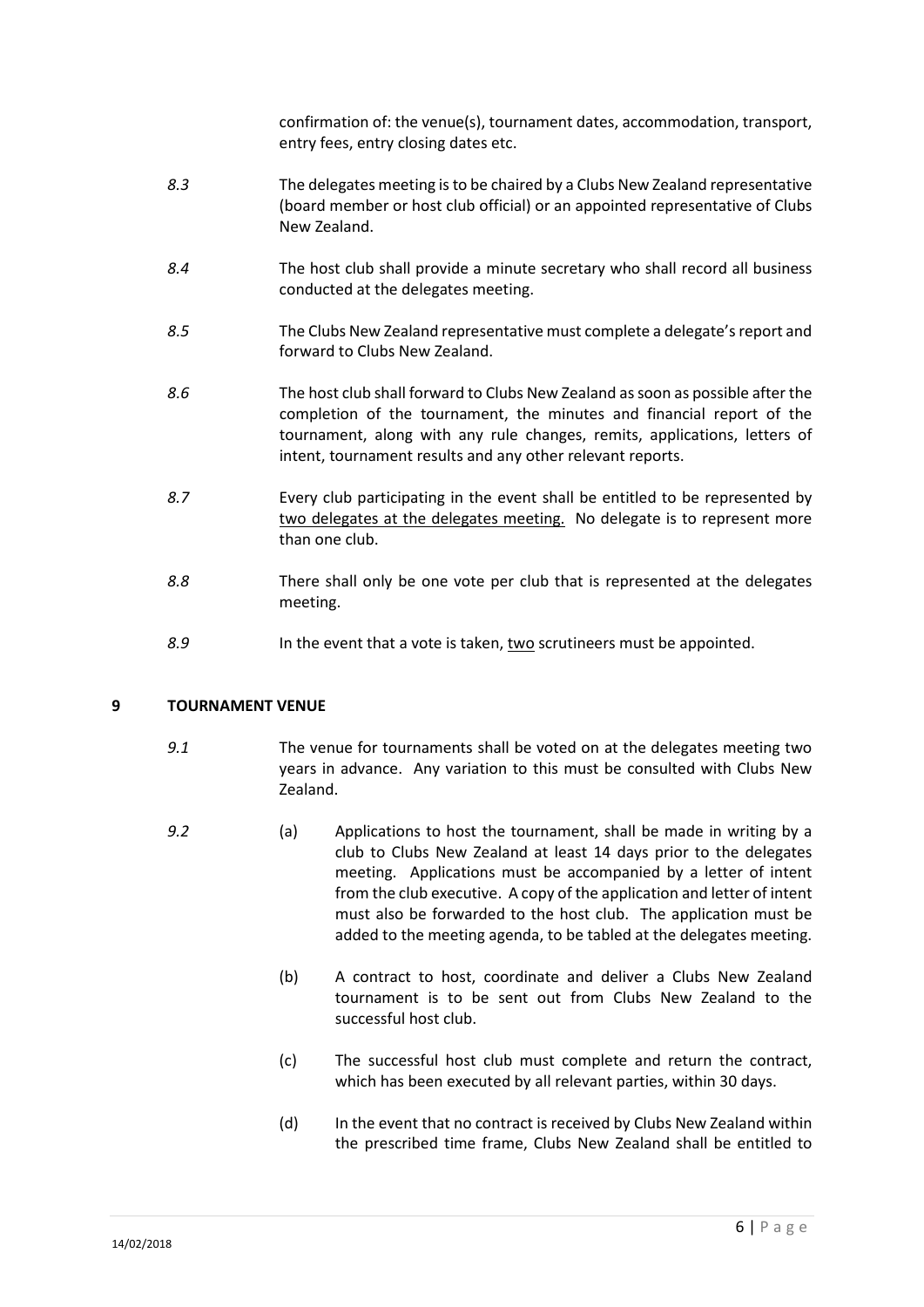confirmation of: the venue(s), tournament dates, accommodation, transport, entry fees, entry closing dates etc.

*8.3* The delegates meeting is to be chaired by a Clubs New Zealand representative (board member or host club official) or an appointed representative of Clubs New Zealand.

*8.4* The host club shall provide a minute secretary who shall record all business conducted at the delegates meeting.

*8.5* The Clubs New Zealand representative must complete a delegate's report and forward to Clubs New Zealand.

*8.6* The host club shall forward to Clubs New Zealand as soon as possible after the completion of the tournament, the minutes and financial report of the tournament, along with any rule changes, remits, applications, letters of intent, tournament results and any other relevant reports.

*8.7* Every club participating in the event shall be entitled to be represented by <u>two delegates at the delegates meeting.</u> No delegate is to represent more than one club.

*8.8* There shall only be one vote per club that is represented at the delegates meeting.

*8.9* In the event that a vote is taken, <u>two</u> scrutineers must be appointed.

## 9 TOURNAMENT VENUE

*9.1* The venue for tournaments shall be voted on at the delegates meeting two years in advance. Any variation to this must be consulted with Clubs New Zealand.

*9.2*

(a) Applications to host the tournament, shall be made in writing by a club to Clubs New Zealand at least 14 days prior to the delegates meeting. Applications must be accompanied by a letter of intent from the club executive. A copy of the application and letter of intent must also be forwarded to the host club. The application must be added to the meeting agenda, to be tabled at the delegates meeting.

(b) A contract to host, coordinate and deliver a Clubs New Zealand tournament is to be sent out from Clubs New Zealand to the successful host club.

(c) The successful host club must complete and return the contract, which has been executed by all relevant parties, within 30 days.

(d) In the event that no contract is received by Clubs New Zealand within the prescribed time frame, Clubs New Zealand shall be entitled to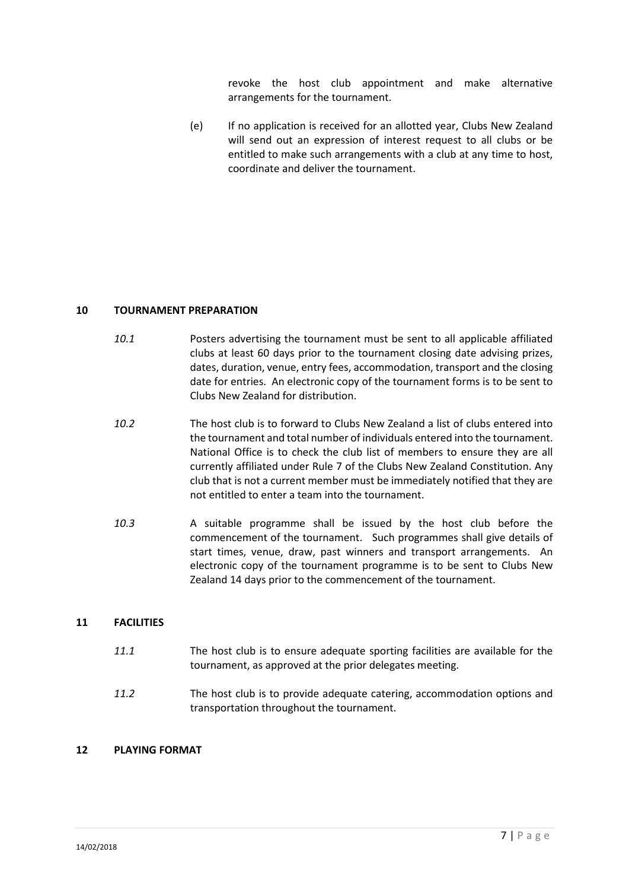revoke the host club appointment and make alternative arrangements for the tournament.

(e) If no application is received for an allotted year, Clubs New Zealand will send out an expression of interest request to all clubs or be entitled to make such arrangements with a club at any time to host, coordinate and deliver the tournament.

## 10 TOURNAMENT PREPARATION

*10.1* Posters advertising the tournament must be sent to all applicable affiliated clubs at least 60 days prior to the tournament closing date advising prizes, dates, duration, venue, entry fees, accommodation, transport and the closing date for entries. An electronic copy of the tournament forms is to be sent to Clubs New Zealand for distribution.

*10.2* The host club is to forward to Clubs New Zealand a list of clubs entered into the tournament and total number of individuals entered into the tournament. National Office is to check the club list of members to ensure they are all currently affiliated under Rule 7 of the Clubs New Zealand Constitution. Any club that is not a current member must be immediately notified that they are not entitled to enter a team into the tournament.

*10.3* A suitable programme shall be issued by the host club before the commencement of the tournament. Such programmes shall give details of start times, venue, draw, past winners and transport arrangements. An electronic copy of the tournament programme is to be sent to Clubs New Zealand 14 days prior to the commencement of the tournament.

## 11 FACILITIES

*11.1* The host club is to ensure adequate sporting facilities are available for the tournament, as approved at the prior delegates meeting.

*11.2* The host club is to provide adequate catering, accommodation options and transportation throughout the tournament.

## 12 PLAYING FORMAT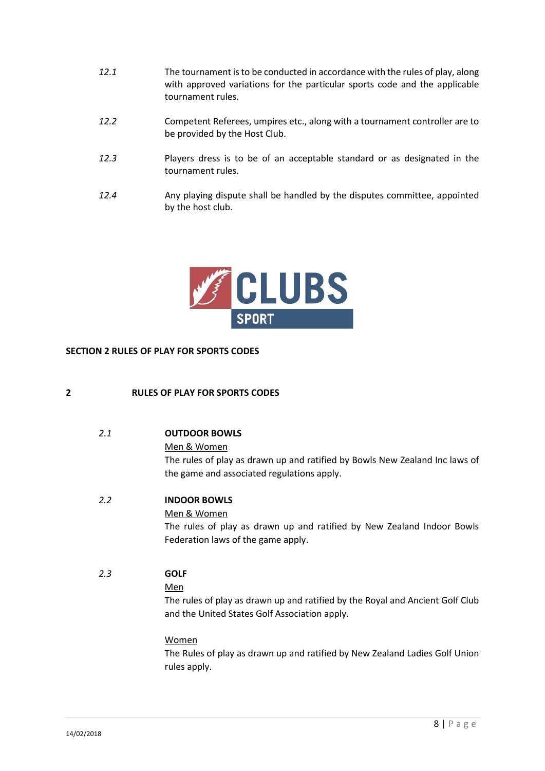12.1 The tournament is to be conducted in accordance with the rules of play, along with approved variations for the particular sports code and the applicable tournament rules.

12.2 Competent Referees, umpires etc., along with a tournament controller are to be provided by the Host Club.

12.3 Players dress is to be of an acceptable standard or as designated in the tournament rules.

12.4 Any playing dispute shall be handled by the disputes committee, appointed by the host club.

CLUBS SPORT

## SECTION 2 RULES OF PLAY FOR SPORTS CODES

### 2 RULES OF PLAY FOR SPORTS CODES

*2.1* **OUTDOOR BOWLS**

Men & Women

The rules of play as drawn up and ratified by Bowls New Zealand Inc laws of the game and associated regulations apply.

*2.2* **INDOOR BOWLS**

Men & Women

The rules of play as drawn up and ratified by New Zealand Indoor Bowls Federation laws of the game apply.

*2.3* **GOLF**

Men

The rules of play as drawn up and ratified by the Royal and Ancient Golf Club and the United States Golf Association apply.

Women

The Rules of play as drawn up and ratified by New Zealand Ladies Golf Union rules apply.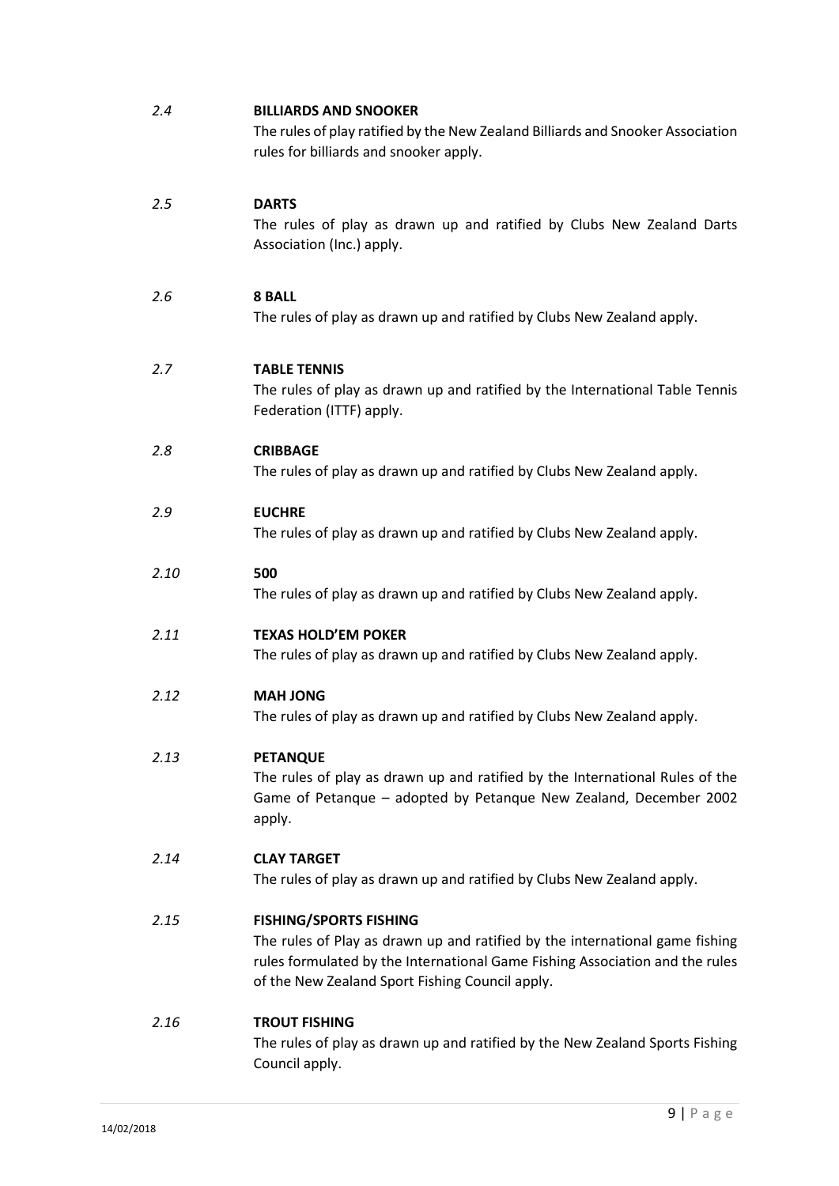*2.4* **BILLIARDS AND SNOOKER**

The rules of play ratified by the New Zealand Billiards and Snooker Association rules for billiards and snooker apply.

*2.5* **DARTS**

The rules of play as drawn up and ratified by Clubs New Zealand Darts Association (Inc.) apply.

*2.6* **8 BALL**

The rules of play as drawn up and ratified by Clubs New Zealand apply.

*2.7* **TABLE TENNIS**

The rules of play as drawn up and ratified by the International Table Tennis Federation (ITTF) apply.

*2.8* **CRIBBAGE**

The rules of play as drawn up and ratified by Clubs New Zealand apply.

*2.9* **EUCHRE**

The rules of play as drawn up and ratified by Clubs New Zealand apply.

*2.10* **500**

The rules of play as drawn up and ratified by Clubs New Zealand apply.

*2.11* **TEXAS HOLD'EM POKER**

The rules of play as drawn up and ratified by Clubs New Zealand apply.

*2.12* **MAH JONG**

The rules of play as drawn up and ratified by Clubs New Zealand apply.

*2.13* **PETANQUE**

The rules of play as drawn up and ratified by the International Rules of the Game of Petanque – adopted by Petanque New Zealand, December 2002 apply.

*2.14* **CLAY TARGET**

The rules of play as drawn up and ratified by Clubs New Zealand apply.

*2.15* **FISHING/SPORTS FISHING**

The rules of Play as drawn up and ratified by the international game fishing rules formulated by the International Game Fishing Association and the rules of the New Zealand Sport Fishing Council apply.

*2.16* **TROUT FISHING**

The rules of play as drawn up and ratified by the New Zealand Sports Fishing Council apply.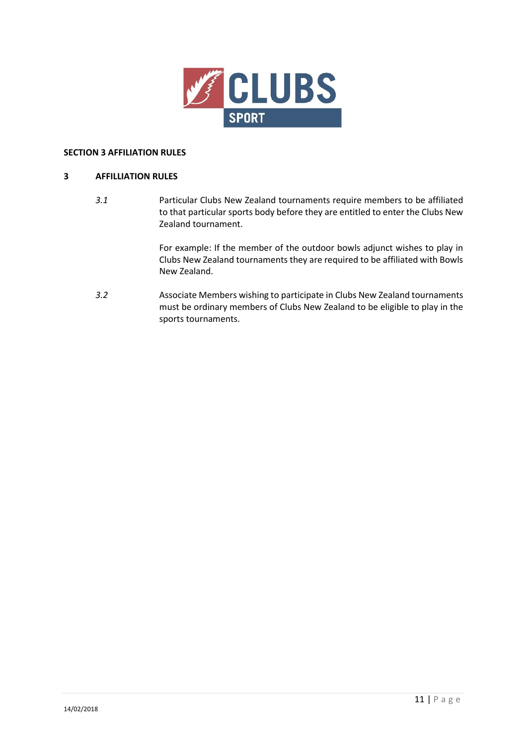## SECTION 3 AFFILIATION RULES

### 3 AFFILLIATION RULES

*3.1* Particular Clubs New Zealand tournaments require members to be affiliated to that particular sports body before they are entitled to enter the Clubs New Zealand tournament.

For example: If the member of the outdoor bowls adjunct wishes to play in Clubs New Zealand tournaments they are required to be affiliated with Bowls New Zealand.

*3.2* Associate Members wishing to participate in Clubs New Zealand tournaments must be ordinary members of Clubs New Zealand to be eligible to play in the sports tournaments.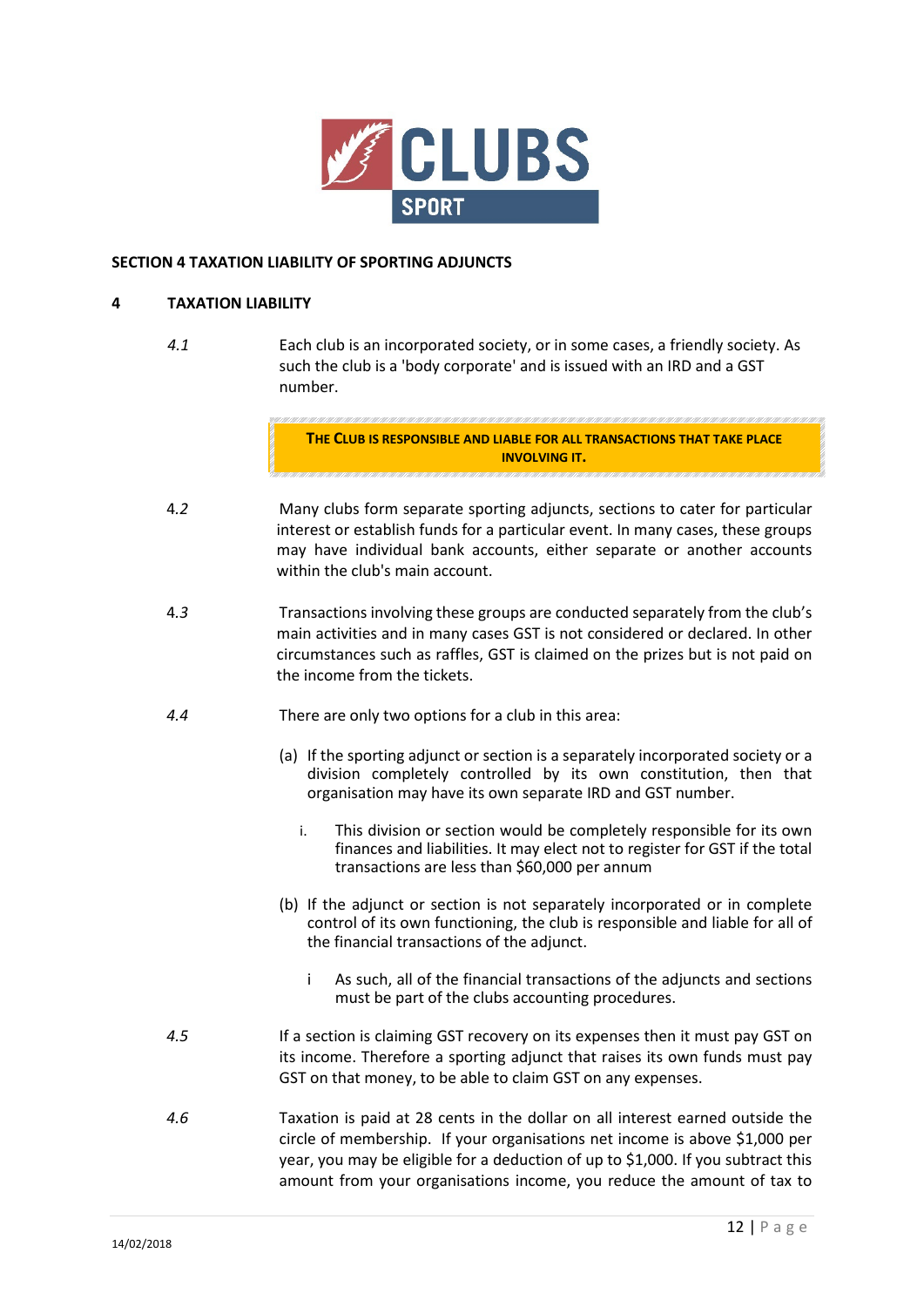## SECTION 4 TAXATION LIABILITY OF SPORTING ADJUNCTS

### 4 TAXATION LIABILITY

*4.1* Each club is an incorporated society, or in some cases, a friendly society. As such the club is a 'body corporate' and is issued with an IRD and a GST number.

> **THE CLUB IS RESPONSIBLE AND LIABLE FOR ALL TRANSACTIONS THAT TAKE PLACE INVOLVING IT.**

4.*2* Many clubs form separate sporting adjuncts, sections to cater for particular interest or establish funds for a particular event. In many cases, these groups may have individual bank accounts, either separate or another accounts within the club's main account.

4.*3* Transactions involving these groups are conducted separately from the club's main activities and in many cases GST is not considered or declared. In other circumstances such as raffles, GST is claimed on the prizes but is not paid on the income from the tickets.

*4.4* There are only two options for a club in this area:

(a) If the sporting adjunct or section is a separately incorporated society or a division completely controlled by its own constitution, then that organisation may have its own separate IRD and GST number.

  i. This division or section would be completely responsible for its own finances and liabilities. It may elect not to register for GST if the total transactions are less than $60,000 per annum

(b) If the adjunct or section is not separately incorporated or in complete control of its own functioning, the club is responsible and liable for all of the financial transactions of the adjunct.

  i As such, all of the financial transactions of the adjuncts and sections must be part of the clubs accounting procedures.

*4.5* If a section is claiming GST recovery on its expenses then it must pay GST on its income. Therefore a sporting adjunct that raises its own funds must pay GST on that money, to be able to claim GST on any expenses.

*4.6* Taxation is paid at 28 cents in the dollar on all interest earned outside the circle of membership. If your organisations net income is above $1,000 per year, you may be eligible for a deduction of up to $1,000. If you subtract this amount from your organisations income, you reduce the amount of tax to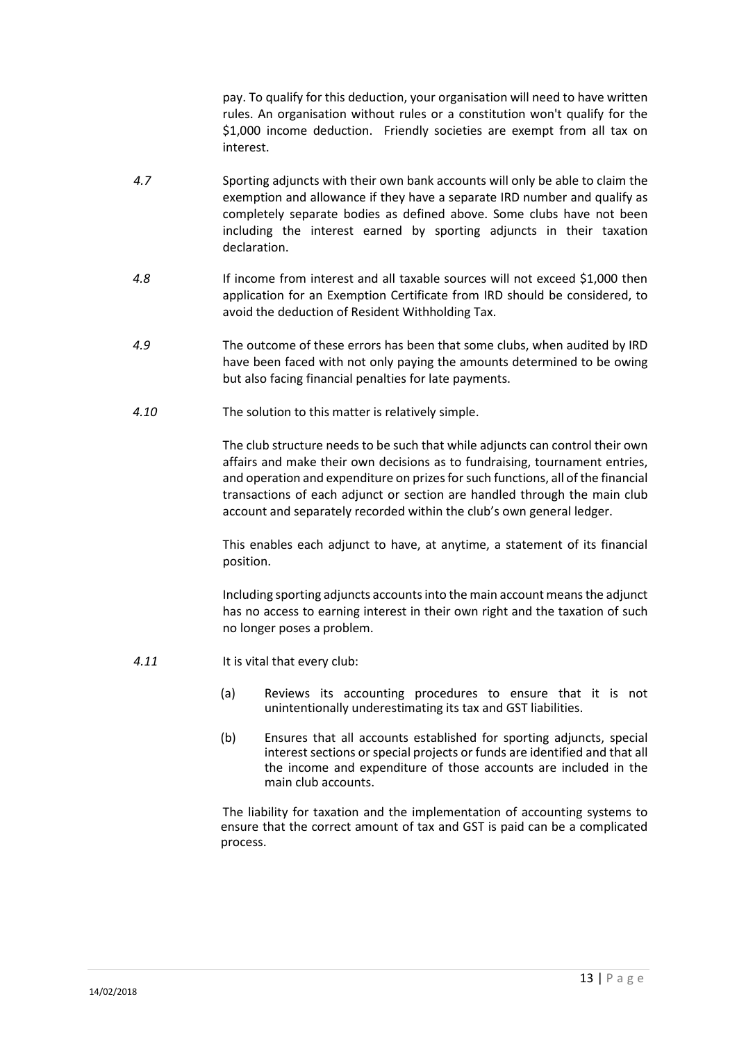pay. To qualify for this deduction, your organisation will need to have written rules. An organisation without rules or a constitution won't qualify for the $1,000 income deduction. Friendly societies are exempt from all tax on interest.

*4.7* Sporting adjuncts with their own bank accounts will only be able to claim the exemption and allowance if they have a separate IRD number and qualify as completely separate bodies as defined above. Some clubs have not been including the interest earned by sporting adjuncts in their taxation declaration.

*4.8* If income from interest and all taxable sources will not exceed $1,000 then application for an Exemption Certificate from IRD should be considered, to avoid the deduction of Resident Withholding Tax.

*4.9* The outcome of these errors has been that some clubs, when audited by IRD have been faced with not only paying the amounts determined to be owing but also facing financial penalties for late payments.

*4.10* The solution to this matter is relatively simple.

The club structure needs to be such that while adjuncts can control their own affairs and make their own decisions as to fundraising, tournament entries, and operation and expenditure on prizes for such functions, all of the financial transactions of each adjunct or section are handled through the main club account and separately recorded within the club's own general ledger.

This enables each adjunct to have, at anytime, a statement of its financial position.

Including sporting adjuncts accounts into the main account means the adjunct has no access to earning interest in their own right and the taxation of such no longer poses a problem.

*4.11* It is vital that every club:

(a) Reviews its accounting procedures to ensure that it is not unintentionally underestimating its tax and GST liabilities.

(b) Ensures that all accounts established for sporting adjuncts, special interest sections or special projects or funds are identified and that all the income and expenditure of those accounts are included in the main club accounts.

The liability for taxation and the implementation of accounting systems to ensure that the correct amount of tax and GST is paid can be a complicated process.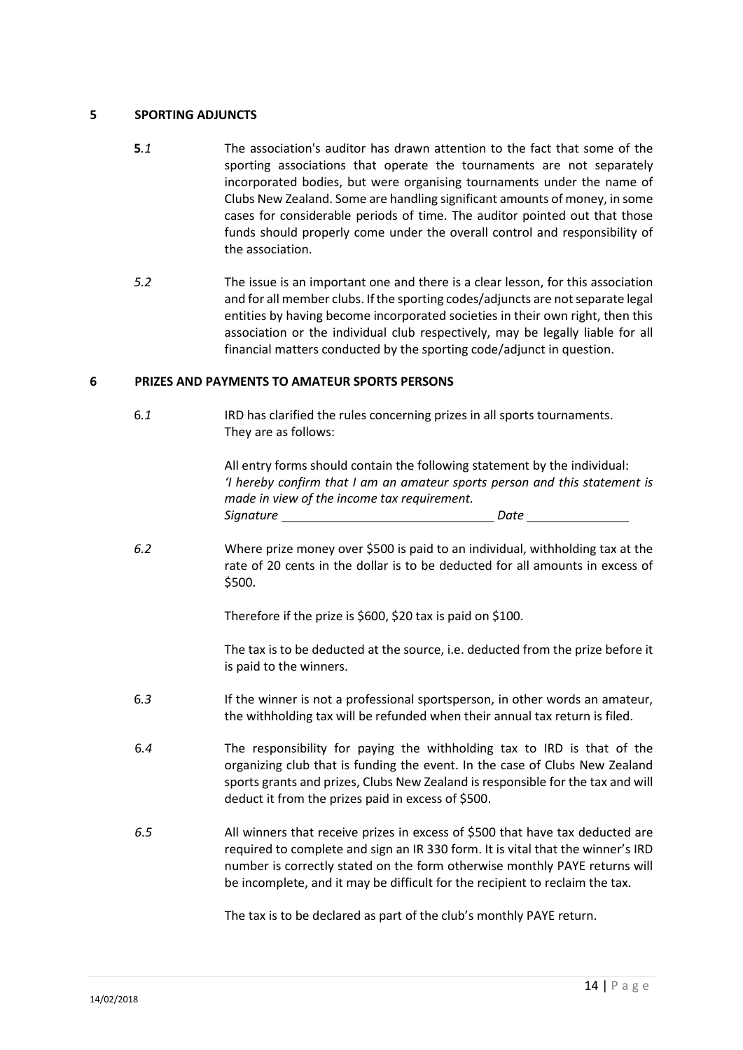## 5 SPORTING ADJUNCTS

**5**.*1* The association's auditor has drawn attention to the fact that some of the sporting associations that operate the tournaments are not separately incorporated bodies, but were organising tournaments under the name of Clubs New Zealand. Some are handling significant amounts of money, in some cases for considerable periods of time. The auditor pointed out that those funds should properly come under the overall control and responsibility of the association.

*5.2* The issue is an important one and there is a clear lesson, for this association and for all member clubs. If the sporting codes/adjuncts are not separate legal entities by having become incorporated societies in their own right, then this association or the individual club respectively, may be legally liable for all financial matters conducted by the sporting code/adjunct in question.

## 6 PRIZES AND PAYMENTS TO AMATEUR SPORTS PERSONS

6.*1* IRD has clarified the rules concerning prizes in all sports tournaments. They are as follows:

All entry forms should contain the following statement by the individual:
*'I hereby confirm that I am an amateur sports person and this statement is made in view of the income tax requirement.*
*Signature* \_\_\_\_\_\_\_\_\_\_\_\_\_\_\_\_\_\_\_\_\_\_\_\_\_\_\_\_\_\_ *Date* \_\_\_\_\_\_\_\_\_\_\_\_\_\_

*6.2* Where prize money over $500 is paid to an individual, withholding tax at the rate of 20 cents in the dollar is to be deducted for all amounts in excess of $500.

Therefore if the prize is $600, $20 tax is paid on $100.

The tax is to be deducted at the source, i.e. deducted from the prize before it is paid to the winners.

6.*3* If the winner is not a professional sportsperson, in other words an amateur, the withholding tax will be refunded when their annual tax return is filed.

6.*4* The responsibility for paying the withholding tax to IRD is that of the organizing club that is funding the event. In the case of Clubs New Zealand sports grants and prizes, Clubs New Zealand is responsible for the tax and will deduct it from the prizes paid in excess of $500.

*6.5* All winners that receive prizes in excess of $500 that have tax deducted are required to complete and sign an IR 330 form. It is vital that the winner's IRD number is correctly stated on the form otherwise monthly PAYE returns will be incomplete, and it may be difficult for the recipient to reclaim the tax.

The tax is to be declared as part of the club's monthly PAYE return.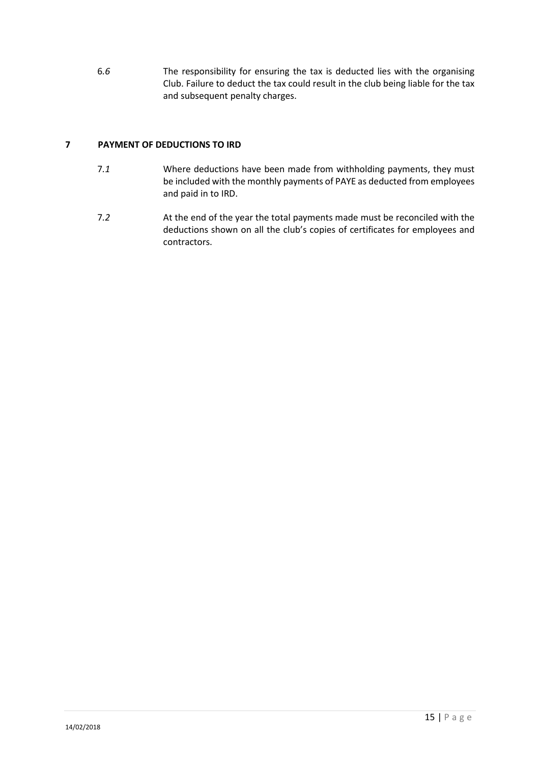6.*6* The responsibility for ensuring the tax is deducted lies with the organising Club. Failure to deduct the tax could result in the club being liable for the tax and subsequent penalty charges.

## 7 PAYMENT OF DEDUCTIONS TO IRD

7.*1* Where deductions have been made from withholding payments, they must be included with the monthly payments of PAYE as deducted from employees and paid in to IRD.

7.*2* At the end of the year the total payments made must be reconciled with the deductions shown on all the club's copies of certificates for employees and contractors.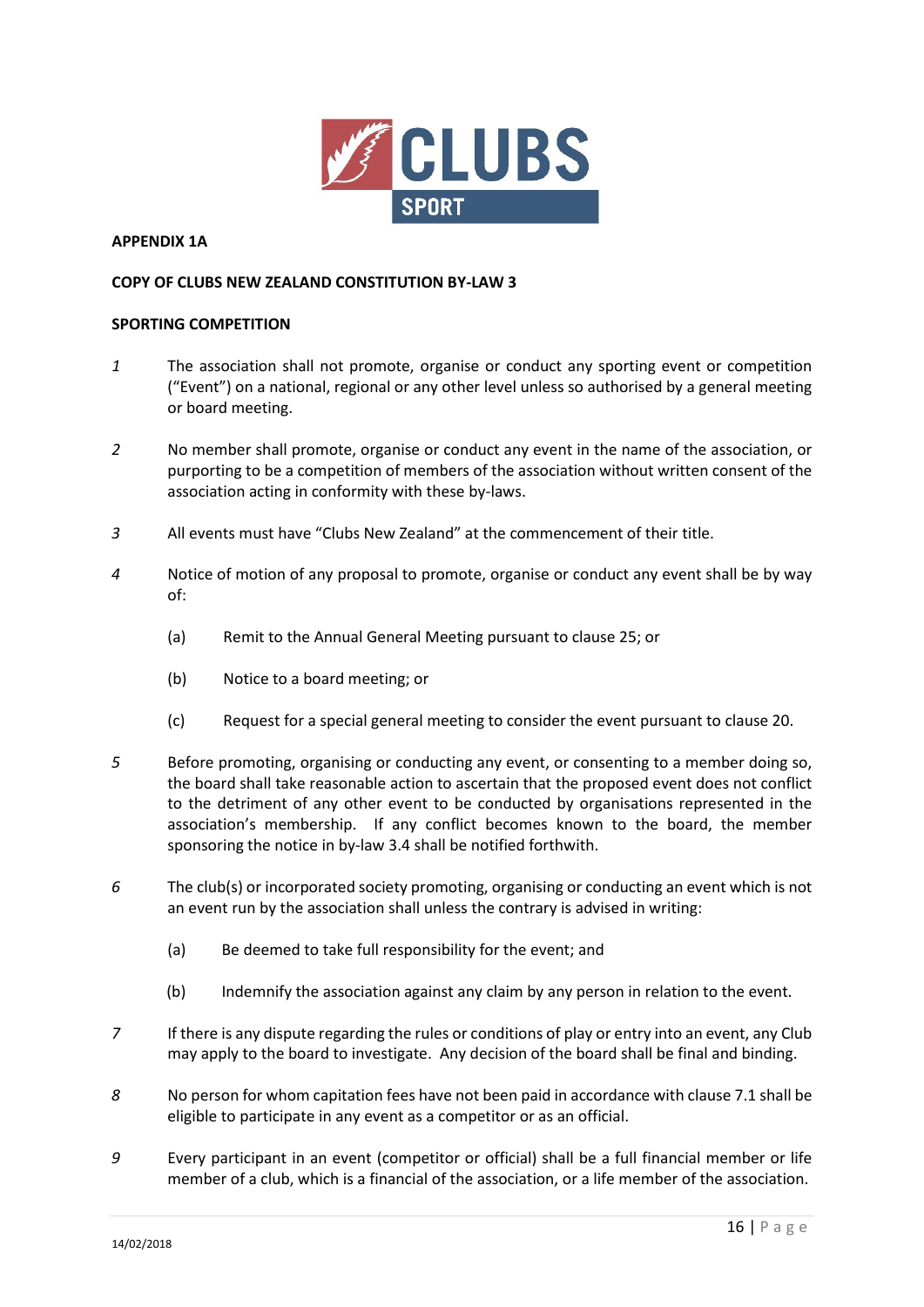**APPENDIX 1A**

**COPY OF CLUBS NEW ZEALAND CONSTITUTION BY-LAW 3**

**SPORTING COMPETITION**

*1* The association shall not promote, organise or conduct any sporting event or competition ("Event") on a national, regional or any other level unless so authorised by a general meeting or board meeting.

*2* No member shall promote, organise or conduct any event in the name of the association, or purporting to be a competition of members of the association without written consent of the association acting in conformity with these by-laws.

*3* All events must have "Clubs New Zealand" at the commencement of their title.

*4* Notice of motion of any proposal to promote, organise or conduct any event shall be by way of:

(a) Remit to the Annual General Meeting pursuant to clause 25; or

(b) Notice to a board meeting; or

(c) Request for a special general meeting to consider the event pursuant to clause 20.

*5* Before promoting, organising or conducting any event, or consenting to a member doing so, the board shall take reasonable action to ascertain that the proposed event does not conflict to the detriment of any other event to be conducted by organisations represented in the association's membership. If any conflict becomes known to the board, the member sponsoring the notice in by-law 3.4 shall be notified forthwith.

*6* The club(s) or incorporated society promoting, organising or conducting an event which is not an event run by the association shall unless the contrary is advised in writing:

(a) Be deemed to take full responsibility for the event; and

(b) Indemnify the association against any claim by any person in relation to the event.

*7* If there is any dispute regarding the rules or conditions of play or entry into an event, any Club may apply to the board to investigate. Any decision of the board shall be final and binding.

*8* No person for whom capitation fees have not been paid in accordance with clause 7.1 shall be eligible to participate in any event as a competitor or as an official.

*9* Every participant in an event (competitor or official) shall be a full financial member or life member of a club, which is a financial of the association, or a life member of the association.

14/02/2018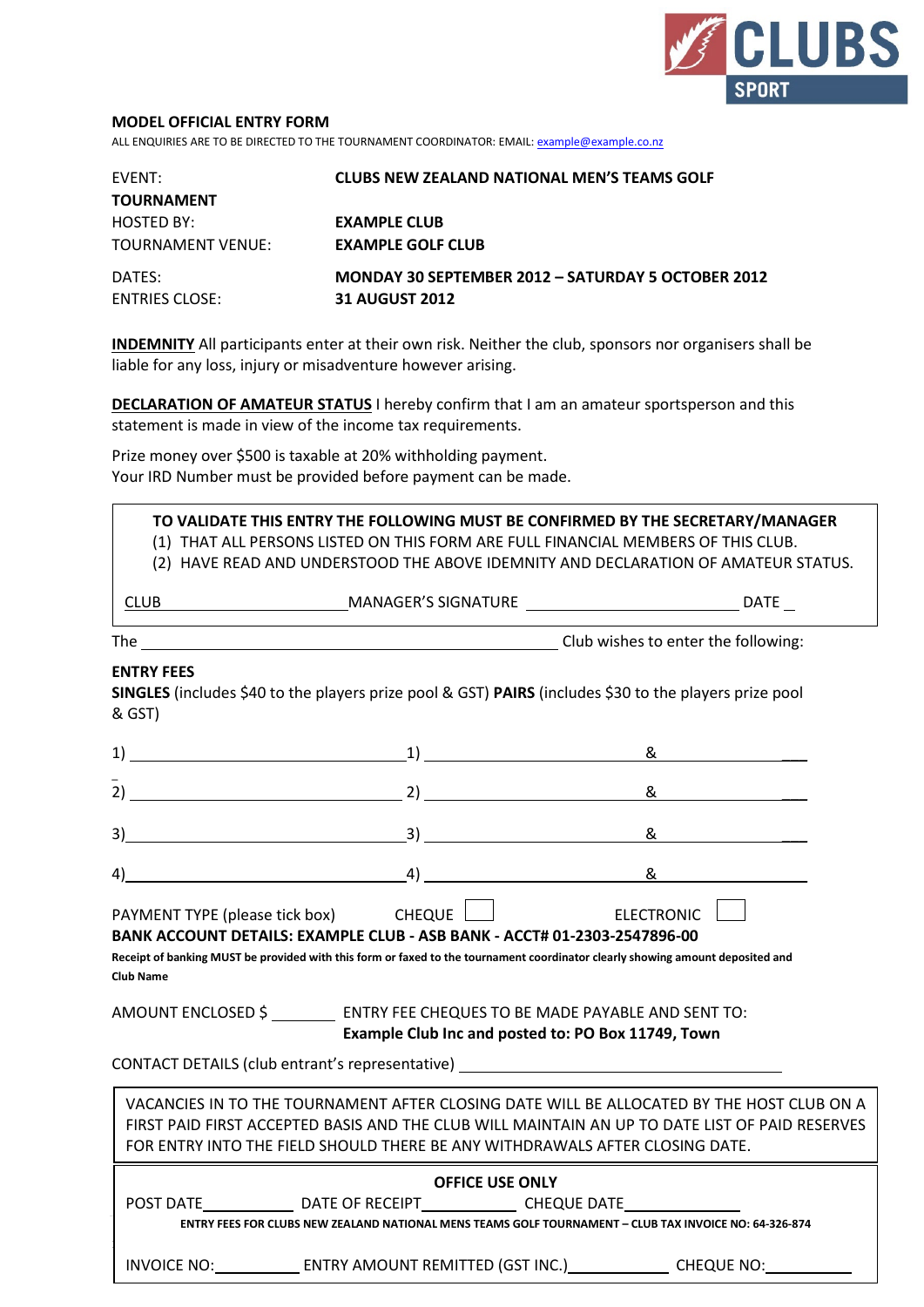CLUBS SPORT

**MODEL OFFICIAL ENTRY FORM**

ALL ENQUIRIES ARE TO BE DIRECTED TO THE TOURNAMENT COORDINATOR: EMAIL: example@example.co.nz

| | |
|---|---|
| EVENT: | **CLUBS NEW ZEALAND NATIONAL MEN'S TEAMS GOLF TOURNAMENT** |
| HOSTED BY: | **EXAMPLE CLUB** |
| TOURNAMENT VENUE: | **EXAMPLE GOLF CLUB** |
| DATES: | **MONDAY 30 SEPTEMBER 2012 – SATURDAY 5 OCTOBER 2012** |
| ENTRIES CLOSE: | **31 AUGUST 2012** |

**INDEMNITY** All participants enter at their own risk. Neither the club, sponsors nor organisers shall be liable for any loss, injury or misadventure however arising.

**DECLARATION OF AMATEUR STATUS** I hereby confirm that I am an amateur sportsperson and this statement is made in view of the income tax requirements.

Prize money over $500 is taxable at 20% withholding payment.
Your IRD Number must be provided before payment can be made.

**TO VALIDATE THIS ENTRY THE FOLLOWING MUST BE CONFIRMED BY THE SECRETARY/MANAGER**

(1) THAT ALL PERSONS LISTED ON THIS FORM ARE FULL FINANCIAL MEMBERS OF THIS CLUB.
(2) HAVE READ AND UNDERSTOOD THE ABOVE IDEMNITY AND DECLARATION OF AMATEUR STATUS.

CLUB ____________________ MANAGER'S SIGNATURE ____________________ DATE ____

The ________________________________________ Club wishes to enter the following:

**ENTRY FEES**

**SINGLES** (includes $40 to the players prize pool & GST) **PAIRS** (includes $30 to the players prize pool & GST)

1) ____________________ 1) ____________________ & ____________________

2) ____________________ 2) ____________________ & ____________________

3) ____________________ 3) ____________________ & ____________________

4) ____________________ 4) ____________________ & ____________________

PAYMENT TYPE (please tick box) CHEQUE ☐ ELECTRONIC ☐

**BANK ACCOUNT DETAILS: EXAMPLE CLUB - ASB BANK - ACCT# 01-2303-2547896-00**

**Receipt of banking MUST be provided with this form or faxed to the tournament coordinator clearly showing amount deposited and Club Name**

AMOUNT ENCLOSED $ ________ ENTRY FEE CHEQUES TO BE MADE PAYABLE AND SENT TO:
**Example Club Inc and posted to: PO Box 11749, Town**

CONTACT DETAILS (club entrant's representative) ________________________________

VACANCIES IN TO THE TOURNAMENT AFTER CLOSING DATE WILL BE ALLOCATED BY THE HOST CLUB ON A FIRST PAID FIRST ACCEPTED BASIS AND THE CLUB WILL MAINTAIN AN UP TO DATE LIST OF PAID RESERVES FOR ENTRY INTO THE FIELD SHOULD THERE BE ANY WITHDRAWALS AFTER CLOSING DATE.

**OFFICE USE ONLY**

POST DATE__________ DATE OF RECEIPT__________ CHEQUE DATE__________

**ENTRY FEES FOR CLUBS NEW ZEALAND NATIONAL MENS TEAMS GOLF TOURNAMENT – CLUB TAX INVOICE NO: 64-326-874**

INVOICE NO:__________ ENTRY AMOUNT REMITTED (GST INC.)__________ CHEQUE NO:__________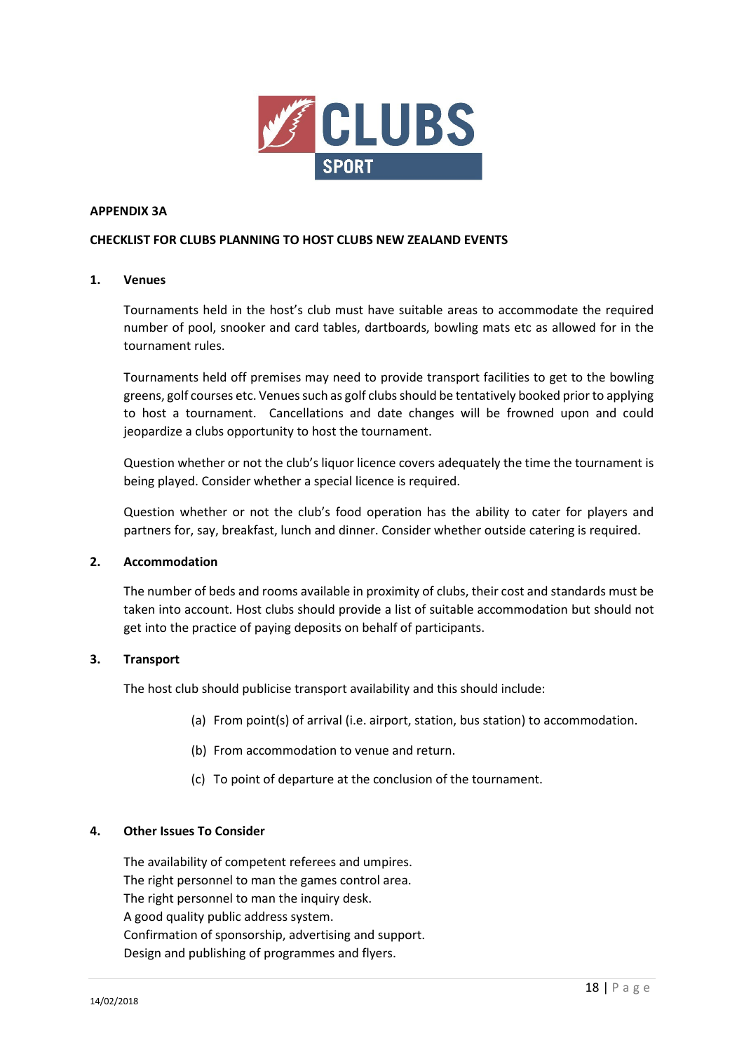**APPENDIX 3A**

**CHECKLIST FOR CLUBS PLANNING TO HOST CLUBS NEW ZEALAND EVENTS**

**1. Venues**

Tournaments held in the host's club must have suitable areas to accommodate the required number of pool, snooker and card tables, dartboards, bowling mats etc as allowed for in the tournament rules.

Tournaments held off premises may need to provide transport facilities to get to the bowling greens, golf courses etc. Venues such as golf clubs should be tentatively booked prior to applying to host a tournament. Cancellations and date changes will be frowned upon and could jeopardize a clubs opportunity to host the tournament.

Question whether or not the club's liquor licence covers adequately the time the tournament is being played. Consider whether a special licence is required.

Question whether or not the club's food operation has the ability to cater for players and partners for, say, breakfast, lunch and dinner. Consider whether outside catering is required.

**2. Accommodation**

The number of beds and rooms available in proximity of clubs, their cost and standards must be taken into account. Host clubs should provide a list of suitable accommodation but should not get into the practice of paying deposits on behalf of participants.

**3. Transport**

The host club should publicise transport availability and this should include:

(a) From point(s) of arrival (i.e. airport, station, bus station) to accommodation.

(b) From accommodation to venue and return.

(c) To point of departure at the conclusion of the tournament.

**4. Other Issues To Consider**

The availability of competent referees and umpires.
The right personnel to man the games control area.
The right personnel to man the inquiry desk.
A good quality public address system.
Confirmation of sponsorship, advertising and support.
Design and publishing of programmes and flyers.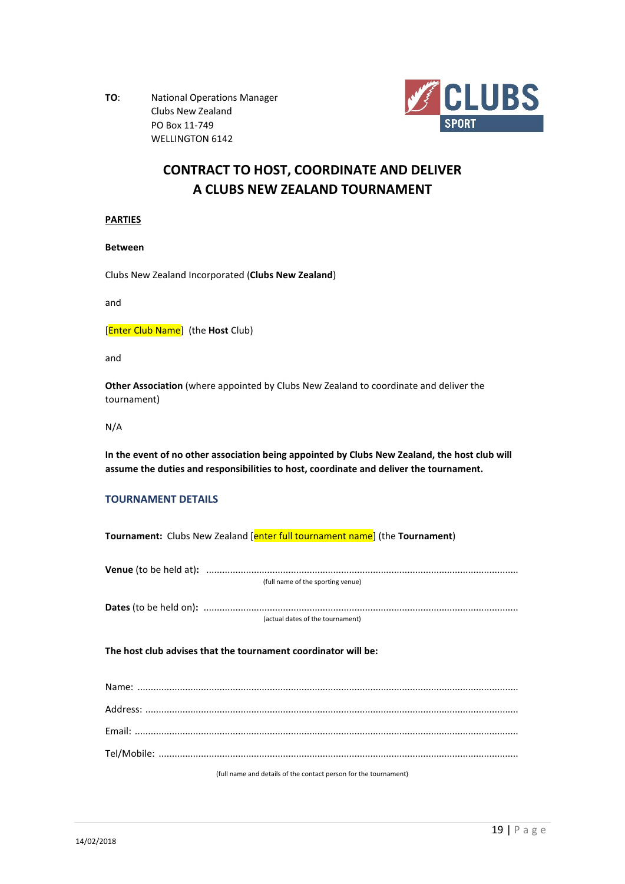**TO**: National Operations Manager
Clubs New Zealand
PO Box 11-749
WELLINGTON 6142

# CONTRACT TO HOST, COORDINATE AND DELIVER A CLUBS NEW ZEALAND TOURNAMENT

**PARTIES**

**Between**

Clubs New Zealand Incorporated (**Clubs New Zealand**)

and

[Enter Club Name] (the **Host** Club)

and

**Other Association** (where appointed by Clubs New Zealand to coordinate and deliver the tournament)

N/A

**In the event of no other association being appointed by Clubs New Zealand, the host club will assume the duties and responsibilities to host, coordinate and deliver the tournament.**

## TOURNAMENT DETAILS

**Tournament:** Clubs New Zealand [enter full tournament name] (the **Tournament**)

**Venue** (to be held at)**:** ..........................................................................................................
(full name of the sporting venue)

**Dates** (to be held on)**:** ..........................................................................................................
(actual dates of the tournament)

**The host club advises that the tournament coordinator will be:**

Name: ..........................................................................................................

Address: ..........................................................................................................

Email: ..........................................................................................................

Tel/Mobile: ..........................................................................................................

(full name and details of the contact person for the tournament)

14/02/2018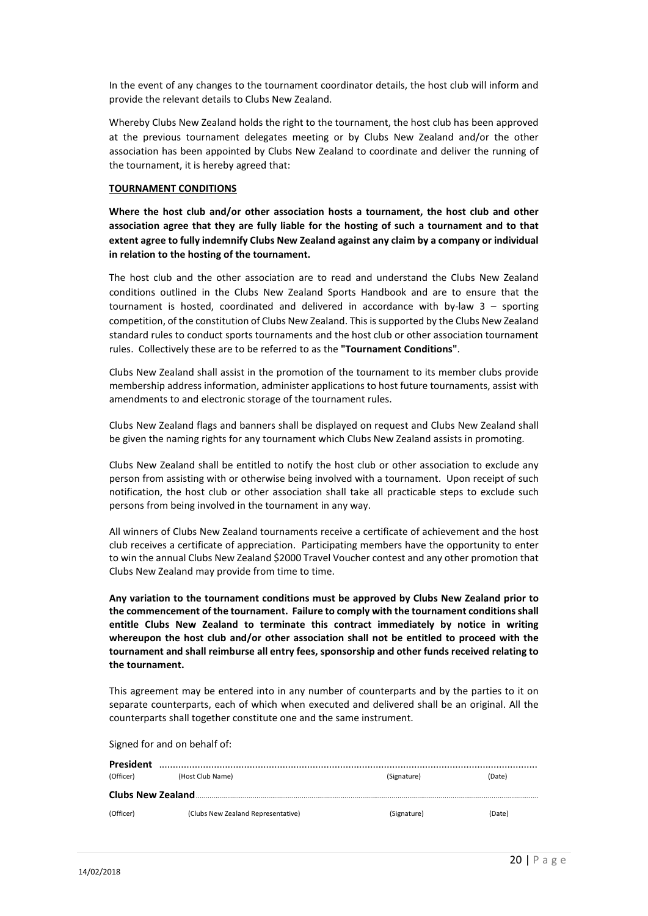In the event of any changes to the tournament coordinator details, the host club will inform and provide the relevant details to Clubs New Zealand.

Whereby Clubs New Zealand holds the right to the tournament, the host club has been approved at the previous tournament delegates meeting or by Clubs New Zealand and/or the other association has been appointed by Clubs New Zealand to coordinate and deliver the running of the tournament, it is hereby agreed that:

**TOURNAMENT CONDITIONS**

**Where the host club and/or other association hosts a tournament, the host club and other association agree that they are fully liable for the hosting of such a tournament and to that extent agree to fully indemnify Clubs New Zealand against any claim by a company or individual in relation to the hosting of the tournament.**

The host club and the other association are to read and understand the Clubs New Zealand conditions outlined in the Clubs New Zealand Sports Handbook and are to ensure that the tournament is hosted, coordinated and delivered in accordance with by-law 3 – sporting competition, of the constitution of Clubs New Zealand. This is supported by the Clubs New Zealand standard rules to conduct sports tournaments and the host club or other association tournament rules. Collectively these are to be referred to as the **"Tournament Conditions"**.

Clubs New Zealand shall assist in the promotion of the tournament to its member clubs provide membership address information, administer applications to host future tournaments, assist with amendments to and electronic storage of the tournament rules.

Clubs New Zealand flags and banners shall be displayed on request and Clubs New Zealand shall be given the naming rights for any tournament which Clubs New Zealand assists in promoting.

Clubs New Zealand shall be entitled to notify the host club or other association to exclude any person from assisting with or otherwise being involved with a tournament. Upon receipt of such notification, the host club or other association shall take all practicable steps to exclude such persons from being involved in the tournament in any way.

All winners of Clubs New Zealand tournaments receive a certificate of achievement and the host club receives a certificate of appreciation. Participating members have the opportunity to enter to win the annual Clubs New Zealand $2000 Travel Voucher contest and any other promotion that Clubs New Zealand may provide from time to time.

**Any variation to the tournament conditions must be approved by Clubs New Zealand prior to the commencement of the tournament. Failure to comply with the tournament conditions shall entitle Clubs New Zealand to terminate this contract immediately by notice in writing whereupon the host club and/or other association shall not be entitled to proceed with the tournament and shall reimburse all entry fees, sponsorship and other funds received relating to the tournament.**

This agreement may be entered into in any number of counterparts and by the parties to it on separate counterparts, each of which when executed and delivered shall be an original. All the counterparts shall together constitute one and the same instrument.

Signed for and on behalf of:

**President** ..........................................................................................................................................

(Officer) (Host Club Name) (Signature) (Date)

**Clubs New Zealand** ..........................................................................................................................................

(Officer) (Clubs New Zealand Representative) (Signature) (Date)

14/02/2018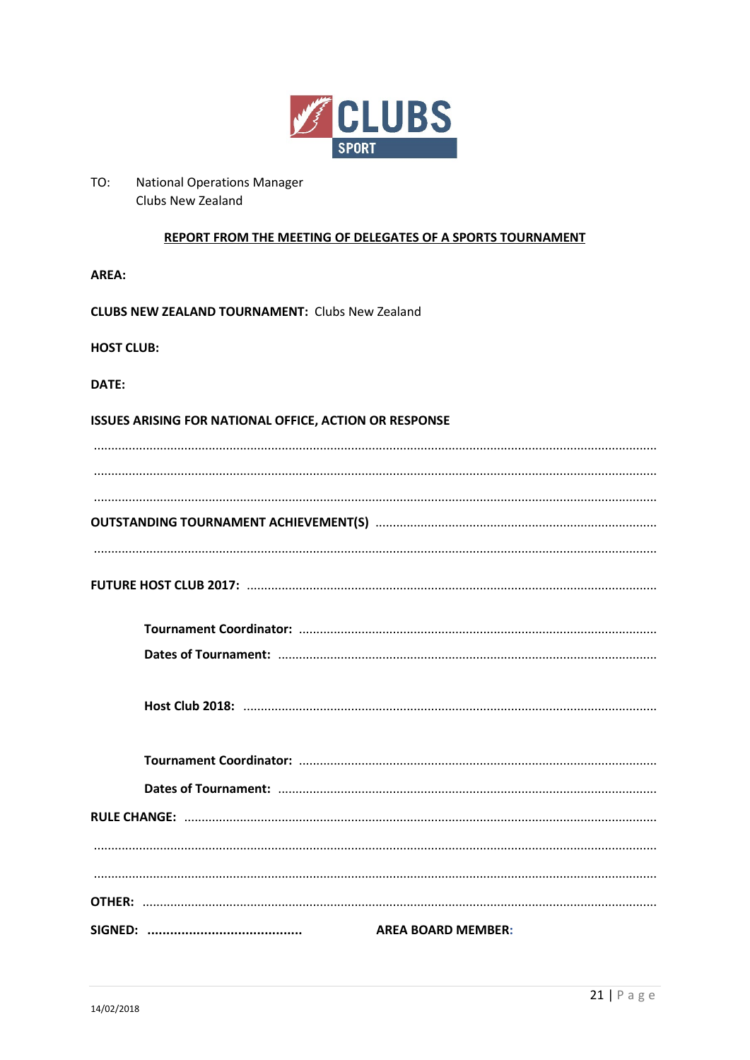TO: National Operations Manager
Clubs New Zealand

## REPORT FROM THE MEETING OF DELEGATES OF A SPORTS TOURNAMENT

**AREA:**

**CLUBS NEW ZEALAND TOURNAMENT:** Clubs New Zealand

**HOST CLUB:**

**DATE:**

**ISSUES ARISING FOR NATIONAL OFFICE, ACTION OR RESPONSE**

..................................................................................................................................................

..................................................................................................................................................

..................................................................................................................................................

**OUTSTANDING TOURNAMENT ACHIEVEMENT(S)** ..................................................................................

..................................................................................................................................................

**FUTURE HOST CLUB 2017:** ......................................................................................................

**Tournament Coordinator:** ......................................................................................

**Dates of Tournament:** ............................................................................................

**Host Club 2018:** ......................................................................................................

**Tournament Coordinator:** ......................................................................................

**Dates of Tournament:** ............................................................................................

**RULE CHANGE:** ........................................................................................................................

..................................................................................................................................................

..................................................................................................................................................

**OTHER:** ....................................................................................................................................

**SIGNED:** ......................................... **AREA BOARD MEMBER:**

14/02/2018